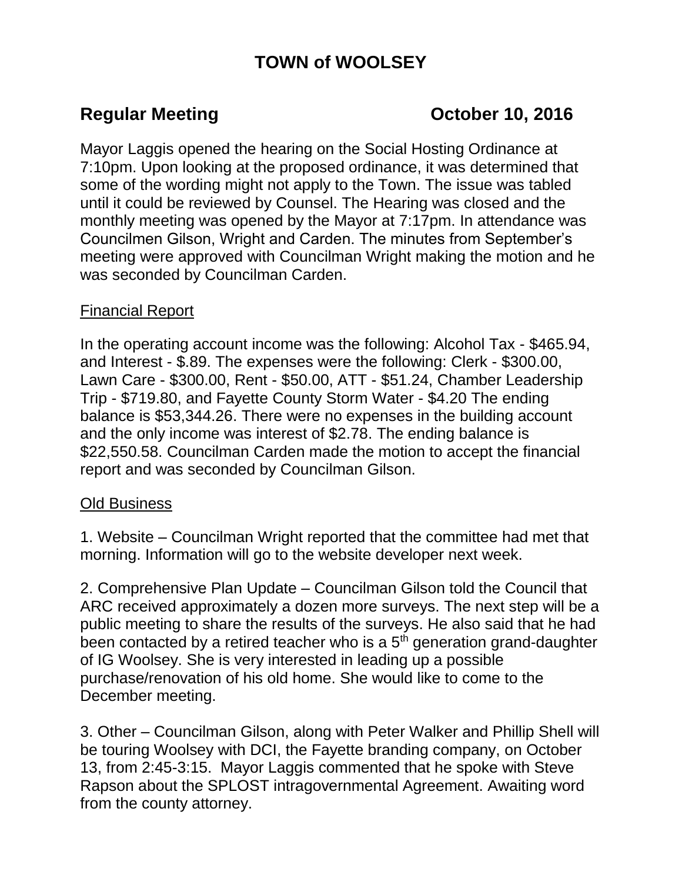# TOWN of WOOLSEY

**Regular Meeting** **October 10, 2016**

Mayor Laggis opened the hearing on the Social Hosting Ordinance at 7:10pm. Upon looking at the proposed ordinance, it was determined that some of the wording might not apply to the Town. The issue was tabled until it could be reviewed by Counsel. The Hearing was closed and the monthly meeting was opened by the Mayor at 7:17pm. In attendance was Councilmen Gilson, Wright and Carden. The minutes from September's meeting were approved with Councilman Wright making the motion and he was seconded by Councilman Carden.

<u>Financial Report</u>

In the operating account income was the following: Alcohol Tax - $465.94, and Interest - $.89. The expenses were the following: Clerk - $300.00, Lawn Care - $300.00, Rent - $50.00, ATT - $51.24, Chamber Leadership Trip - $719.80, and Fayette County Storm Water - $4.20 The ending balance is $53,344.26. There were no expenses in the building account and the only income was interest of $2.78. The ending balance is $22,550.58. Councilman Carden made the motion to accept the financial report and was seconded by Councilman Gilson.

<u>Old Business</u>

1. Website – Councilman Wright reported that the committee had met that morning. Information will go to the website developer next week.

2. Comprehensive Plan Update – Councilman Gilson told the Council that ARC received approximately a dozen more surveys. The next step will be a public meeting to share the results of the surveys. He also said that he had been contacted by a retired teacher who is a 5th generation grand-daughter of IG Woolsey. She is very interested in leading up a possible purchase/renovation of his old home. She would like to come to the December meeting.

3. Other – Councilman Gilson, along with Peter Walker and Phillip Shell will be touring Woolsey with DCI, the Fayette branding company, on October 13, from 2:45-3:15. Mayor Laggis commented that he spoke with Steve Rapson about the SPLOST intragovernmental Agreement. Awaiting word from the county attorney.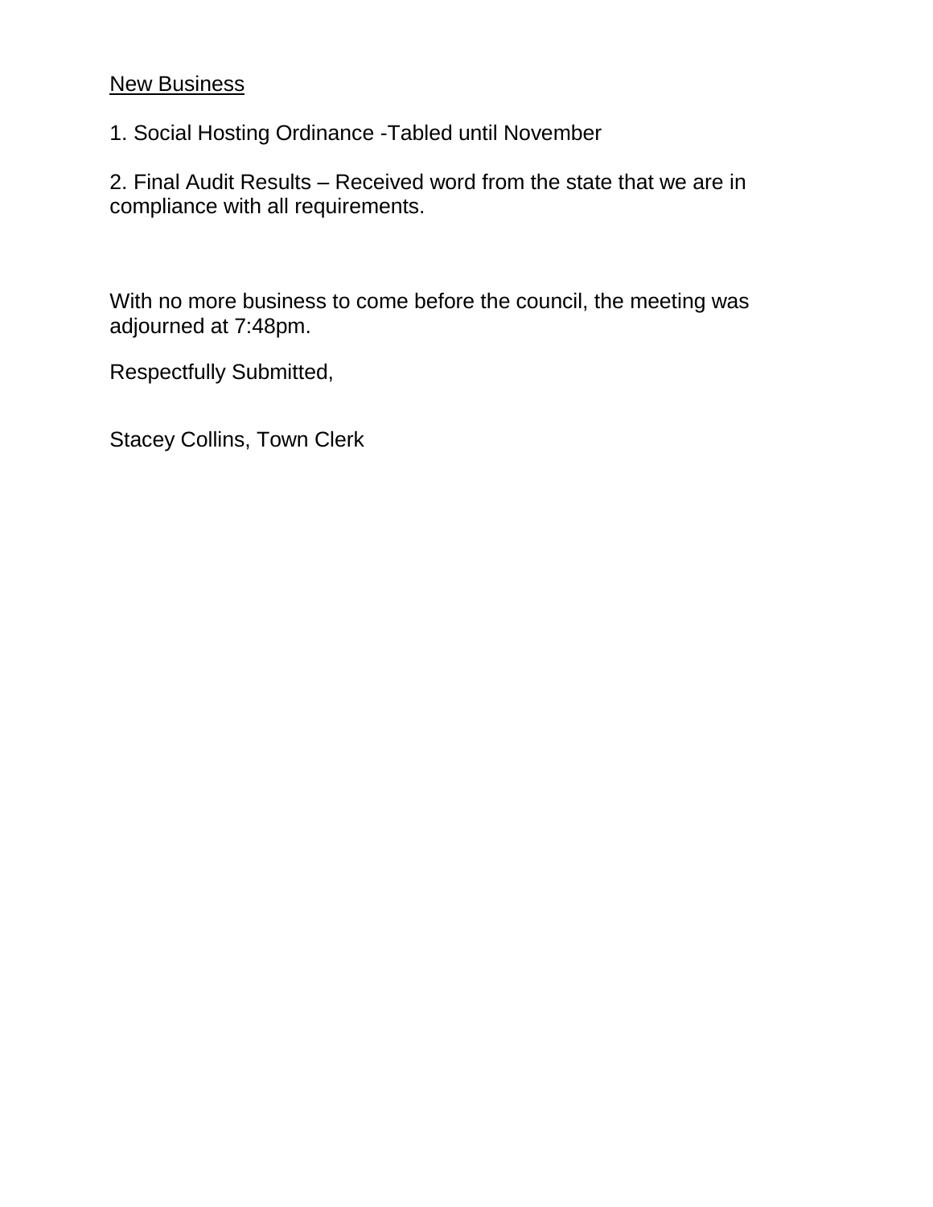<u>New Business</u>

1. Social Hosting Ordinance -Tabled until November

2. Final Audit Results – Received word from the state that we are in compliance with all requirements.

With no more business to come before the council, the meeting was adjourned at 7:48pm.

Respectfully Submitted,

Stacey Collins, Town Clerk